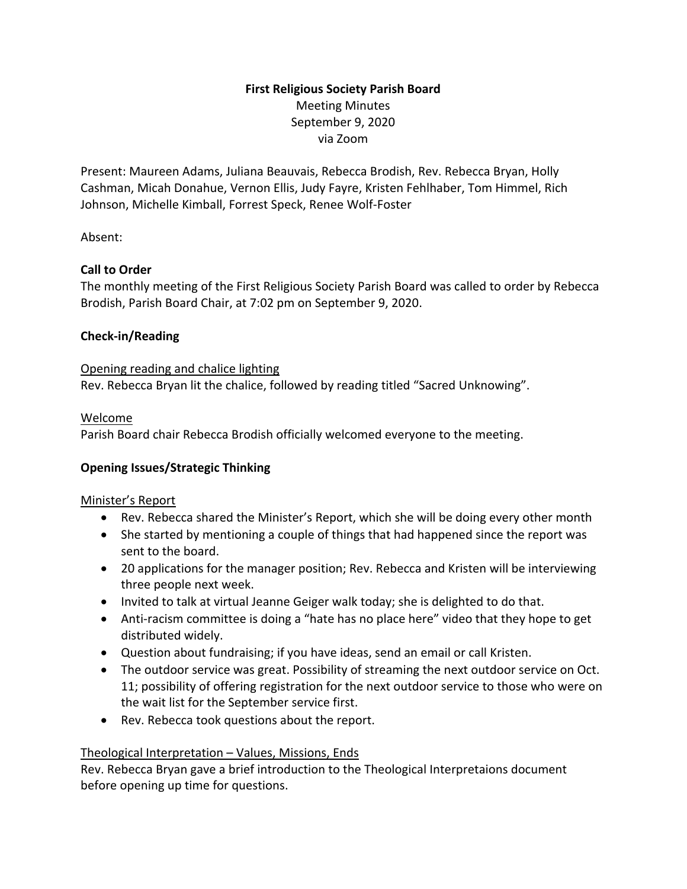**First Religious Society Parish Board**

Meeting Minutes
September 9, 2020
via Zoom

Present: Maureen Adams, Juliana Beauvais, Rebecca Brodish, Rev. Rebecca Bryan, Holly Cashman, Micah Donahue, Vernon Ellis, Judy Fayre, Kristen Fehlhaber, Tom Himmel, Rich Johnson, Michelle Kimball, Forrest Speck, Renee Wolf-Foster

Absent:

**Call to Order**

The monthly meeting of the First Religious Society Parish Board was called to order by Rebecca Brodish, Parish Board Chair, at 7:02 pm on September 9, 2020.

**Check-in/Reading**

<u>Opening reading and chalice lighting</u>

Rev. Rebecca Bryan lit the chalice, followed by reading titled "Sacred Unknowing".

<u>Welcome</u>

Parish Board chair Rebecca Brodish officially welcomed everyone to the meeting.

**Opening Issues/Strategic Thinking**

<u>Minister's Report</u>

- Rev. Rebecca shared the Minister's Report, which she will be doing every other month
- She started by mentioning a couple of things that had happened since the report was sent to the board.
- 20 applications for the manager position; Rev. Rebecca and Kristen will be interviewing three people next week.
- Invited to talk at virtual Jeanne Geiger walk today; she is delighted to do that.
- Anti-racism committee is doing a "hate has no place here" video that they hope to get distributed widely.
- Question about fundraising; if you have ideas, send an email or call Kristen.
- The outdoor service was great. Possibility of streaming the next outdoor service on Oct. 11; possibility of offering registration for the next outdoor service to those who were on the wait list for the September service first.
- Rev. Rebecca took questions about the report.

<u>Theological Interpretation – Values, Missions, Ends</u>

Rev. Rebecca Bryan gave a brief introduction to the Theological Interpretaions document before opening up time for questions.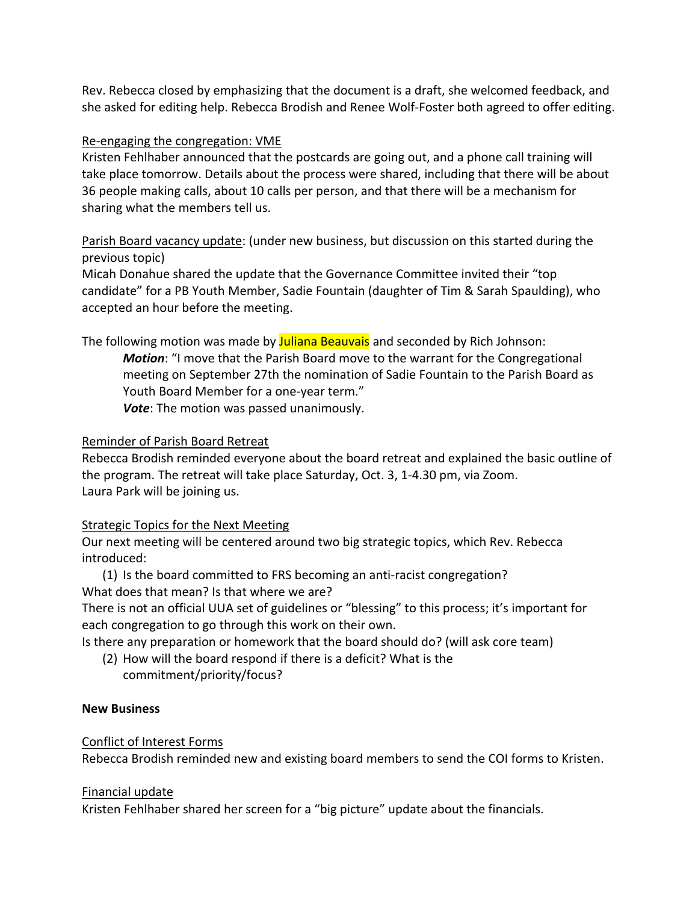Rev. Rebecca closed by emphasizing that the document is a draft, she welcomed feedback, and she asked for editing help. Rebecca Brodish and Renee Wolf-Foster both agreed to offer editing.

<u>Re-engaging the congregation: VME</u>

Kristen Fehlhaber announced that the postcards are going out, and a phone call training will take place tomorrow. Details about the process were shared, including that there will be about 36 people making calls, about 10 calls per person, and that there will be a mechanism for sharing what the members tell us.

<u>Parish Board vacancy update</u>: (under new business, but discussion on this started during the previous topic)

Micah Donahue shared the update that the Governance Committee invited their "top candidate" for a PB Youth Member, Sadie Fountain (daughter of Tim & Sarah Spaulding), who accepted an hour before the meeting.

The following motion was made by Juliana Beauvais and seconded by Rich Johnson:

> ***Motion***: "I move that the Parish Board move to the warrant for the Congregational meeting on September 27th the nomination of Sadie Fountain to the Parish Board as Youth Board Member for a one-year term."
>
> ***Vote***: The motion was passed unanimously.

<u>Reminder of Parish Board Retreat</u>

Rebecca Brodish reminded everyone about the board retreat and explained the basic outline of the program. The retreat will take place Saturday, Oct. 3, 1-4.30 pm, via Zoom.
Laura Park will be joining us.

<u>Strategic Topics for the Next Meeting</u>

Our next meeting will be centered around two big strategic topics, which Rev. Rebecca introduced:

(1) Is the board committed to FRS becoming an anti-racist congregation?

What does that mean? Is that where we are?

There is not an official UUA set of guidelines or "blessing" to this process; it's important for each congregation to go through this work on their own.

Is there any preparation or homework that the board should do? (will ask core team)

(2) How will the board respond if there is a deficit? What is the commitment/priority/focus?

**New Business**

<u>Conflict of Interest Forms</u>

Rebecca Brodish reminded new and existing board members to send the COI forms to Kristen.

<u>Financial update</u>

Kristen Fehlhaber shared her screen for a "big picture" update about the financials.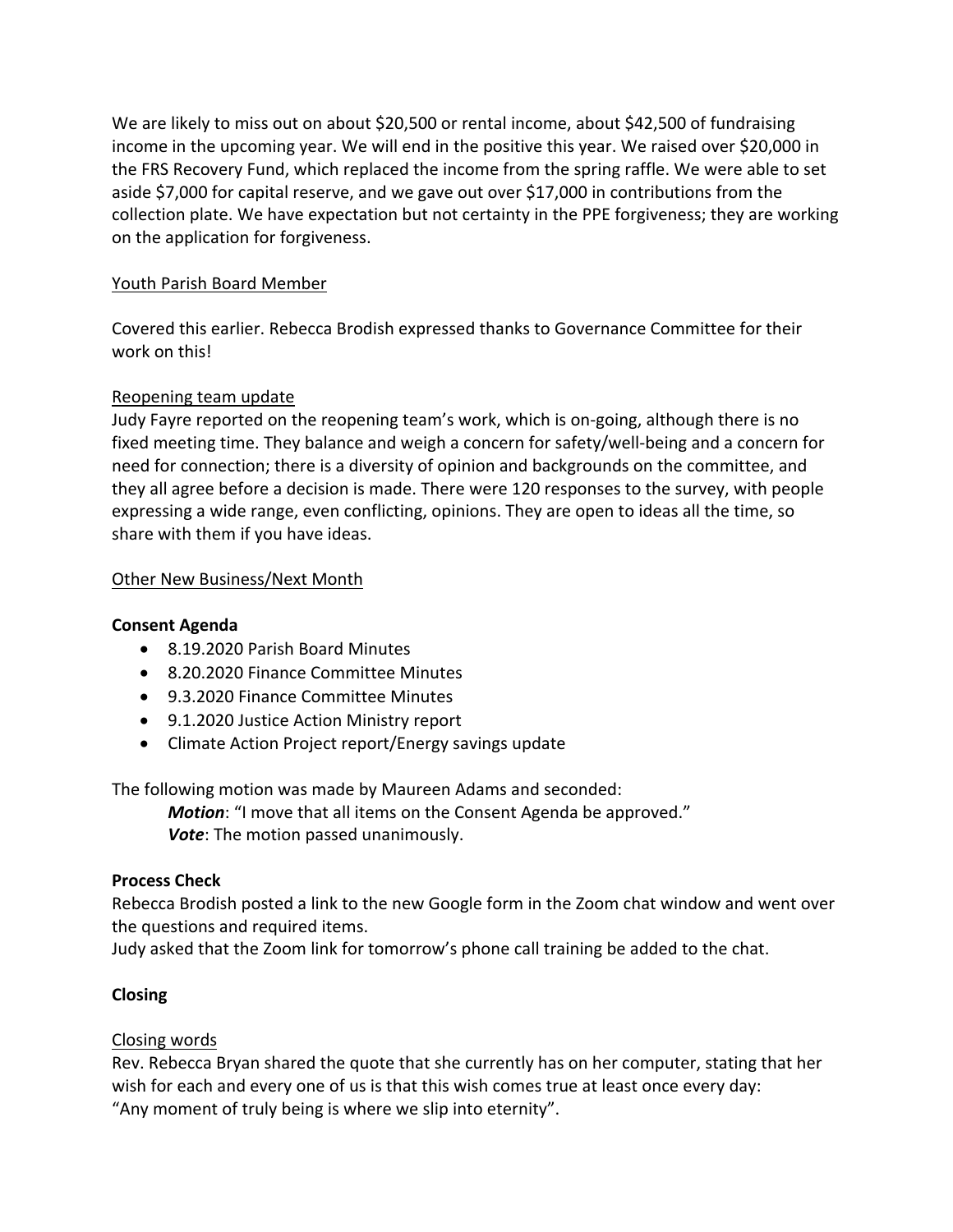We are likely to miss out on about $20,500 or rental income, about $42,500 of fundraising income in the upcoming year. We will end in the positive this year. We raised over $20,000 in the FRS Recovery Fund, which replaced the income from the spring raffle. We were able to set aside $7,000 for capital reserve, and we gave out over $17,000 in contributions from the collection plate. We have expectation but not certainty in the PPE forgiveness; they are working on the application for forgiveness.

<u>Youth Parish Board Member</u>

Covered this earlier. Rebecca Brodish expressed thanks to Governance Committee for their work on this!

<u>Reopening team update</u>

Judy Fayre reported on the reopening team's work, which is on-going, although there is no fixed meeting time. They balance and weigh a concern for safety/well-being and a concern for need for connection; there is a diversity of opinion and backgrounds on the committee, and they all agree before a decision is made. There were 120 responses to the survey, with people expressing a wide range, even conflicting, opinions. They are open to ideas all the time, so share with them if you have ideas.

<u>Other New Business/Next Month</u>

**Consent Agenda**

- 8.19.2020 Parish Board Minutes
- 8.20.2020 Finance Committee Minutes
- 9.3.2020 Finance Committee Minutes
- 9.1.2020 Justice Action Ministry report
- Climate Action Project report/Energy savings update

The following motion was made by Maureen Adams and seconded:

> ***Motion***: "I move that all items on the Consent Agenda be approved."
> ***Vote***: The motion passed unanimously.

**Process Check**

Rebecca Brodish posted a link to the new Google form in the Zoom chat window and went over the questions and required items.
Judy asked that the Zoom link for tomorrow's phone call training be added to the chat.

**Closing**

<u>Closing words</u>

Rev. Rebecca Bryan shared the quote that she currently has on her computer, stating that her wish for each and every one of us is that this wish comes true at least once every day:
"Any moment of truly being is where we slip into eternity".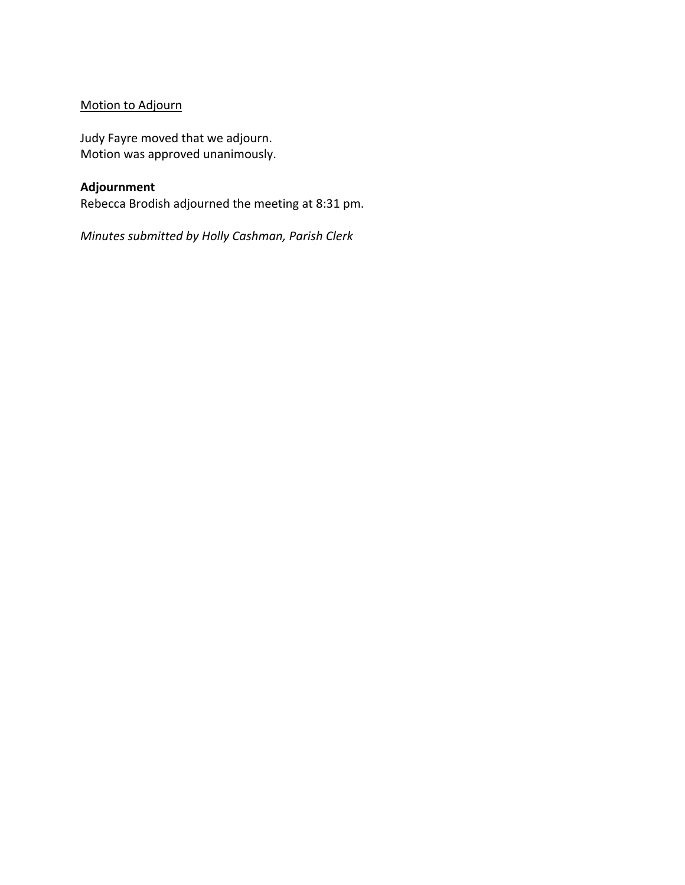<u>Motion to Adjourn</u>

Judy Fayre moved that we adjourn.
Motion was approved unanimously.

**Adjournment**
Rebecca Brodish adjourned the meeting at 8:31 pm.

*Minutes submitted by Holly Cashman, Parish Clerk*